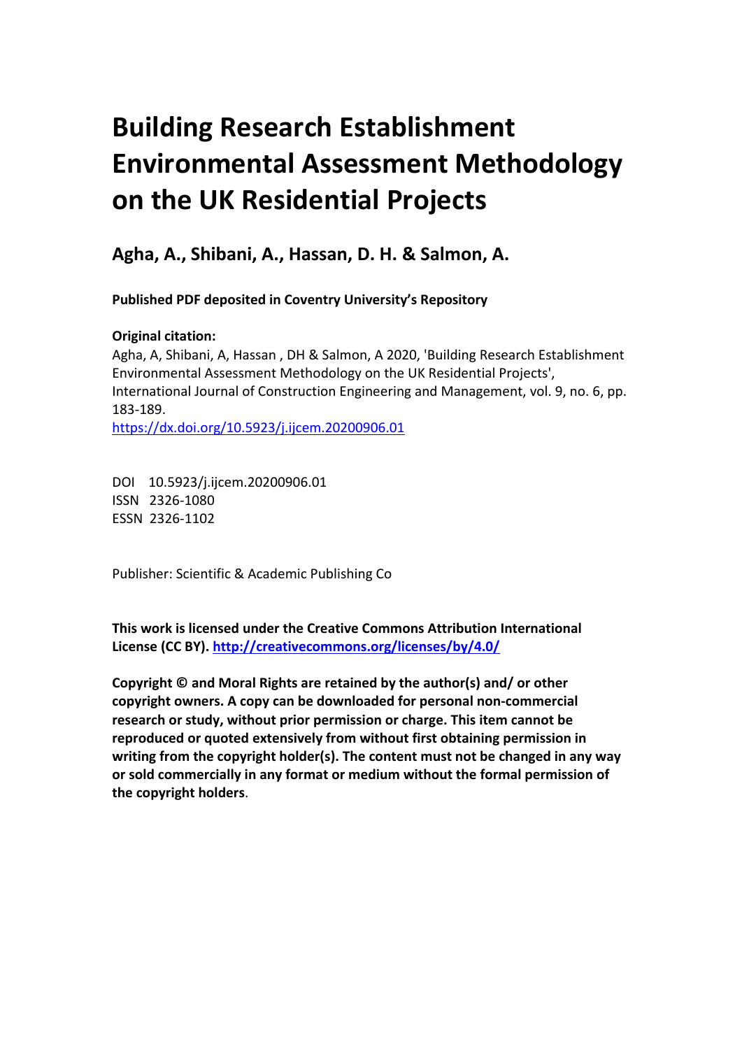# Building Research Establishment Environmental Assessment Methodology on the UK Residential Projects

**Agha, A., Shibani, A., Hassan, D. H. & Salmon, A.**

**Published PDF deposited in Coventry University's Repository**

**Original citation:**

Agha, A, Shibani, A, Hassan , DH & Salmon, A 2020, 'Building Research Establishment Environmental Assessment Methodology on the UK Residential Projects', International Journal of Construction Engineering and Management, vol. 9, no. 6, pp. 183-189.

https://dx.doi.org/10.5923/j.ijcem.20200906.01

DOI 10.5923/j.ijcem.20200906.01
ISSN 2326-1080
ESSN 2326-1102

Publisher: Scientific & Academic Publishing Co

**This work is licensed under the Creative Commons Attribution International License (CC BY). http://creativecommons.org/licenses/by/4.0/**

**Copyright © and Moral Rights are retained by the author(s) and/ or other copyright owners. A copy can be downloaded for personal non-commercial research or study, without prior permission or charge. This item cannot be reproduced or quoted extensively from without first obtaining permission in writing from the copyright holder(s). The content must not be changed in any way or sold commercially in any format or medium without the formal permission of the copyright holders**.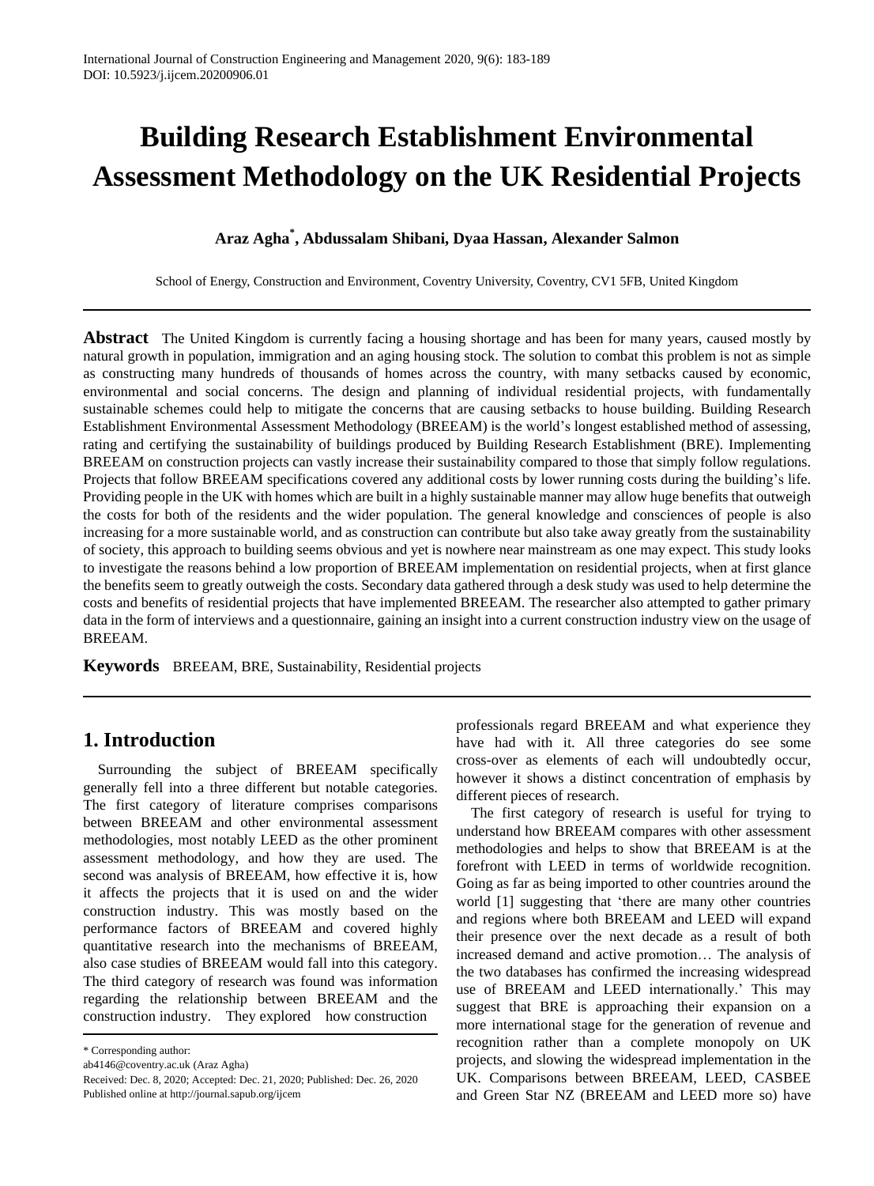# Building Research Establishment Environmental Assessment Methodology on the UK Residential Projects

**Araz Agha[*], Abdussalam Shibani, Dyaa Hassan, Alexander Salmon**

School of Energy, Construction and Environment, Coventry University, Coventry, CV1 5FB, United Kingdom

**Abstract** The United Kingdom is currently facing a housing shortage and has been for many years, caused mostly by natural growth in population, immigration and an aging housing stock. The solution to combat this problem is not as simple as constructing many hundreds of thousands of homes across the country, with many setbacks caused by economic, environmental and social concerns. The design and planning of individual residential projects, with fundamentally sustainable schemes could help to mitigate the concerns that are causing setbacks to house building. Building Research Establishment Environmental Assessment Methodology (BREEAM) is the world's longest established method of assessing, rating and certifying the sustainability of buildings produced by Building Research Establishment (BRE). Implementing BREEAM on construction projects can vastly increase their sustainability compared to those that simply follow regulations. Projects that follow BREEAM specifications covered any additional costs by lower running costs during the building's life. Providing people in the UK with homes which are built in a highly sustainable manner may allow huge benefits that outweigh the costs for both of the residents and the wider population. The general knowledge and consciences of people is also increasing for a more sustainable world, and as construction can contribute but also take away greatly from the sustainability of society, this approach to building seems obvious and yet is nowhere near mainstream as one may expect. This study looks to investigate the reasons behind a low proportion of BREEAM implementation on residential projects, when at first glance the benefits seem to greatly outweigh the costs. Secondary data gathered through a desk study was used to help determine the costs and benefits of residential projects that have implemented BREEAM. The researcher also attempted to gather primary data in the form of interviews and a questionnaire, gaining an insight into a current construction industry view on the usage of BREEAM.

**Keywords** BREEAM, BRE, Sustainability, Residential projects

## 1. Introduction

Surrounding the subject of BREEAM specifically generally fell into a three different but notable categories. The first category of literature comprises comparisons between BREEAM and other environmental assessment methodologies, most notably LEED as the other prominent assessment methodology, and how they are used. The second was analysis of BREEAM, how effective it is, how it affects the projects that it is used on and the wider construction industry. This was mostly based on the performance factors of BREEAM and covered highly quantitative research into the mechanisms of BREEAM, also case studies of BREEAM would fall into this category. The third category of research was found was information regarding the relationship between BREEAM and the construction industry. They explored how construction professionals regard BREEAM and what experience they have had with it. All three categories do see some cross-over as elements of each will undoubtedly occur, however it shows a distinct concentration of emphasis by different pieces of research.

The first category of research is useful for trying to understand how BREEAM compares with other assessment methodologies and helps to show that BREEAM is at the forefront with LEED in terms of worldwide recognition. Going as far as being imported to other countries around the world [1] suggesting that 'there are many other countries and regions where both BREEAM and LEED will expand their presence over the next decade as a result of both increased demand and active promotion… The analysis of the two databases has confirmed the increasing widespread use of BREEAM and LEED internationally.' This may suggest that BRE is approaching their expansion on a more international stage for the generation of revenue and recognition rather than a complete monopoly on UK projects, and slowing the widespread implementation in the UK. Comparisons between BREEAM, LEED, CASBEE and Green Star NZ (BREEAM and LEED more so) have

\* Corresponding author:
ab4146@coventry.ac.uk (Araz Agha)
Received: Dec. 8, 2020; Accepted: Dec. 21, 2020; Published: Dec. 26, 2020
Published online at http://journal.sapub.org/ijcem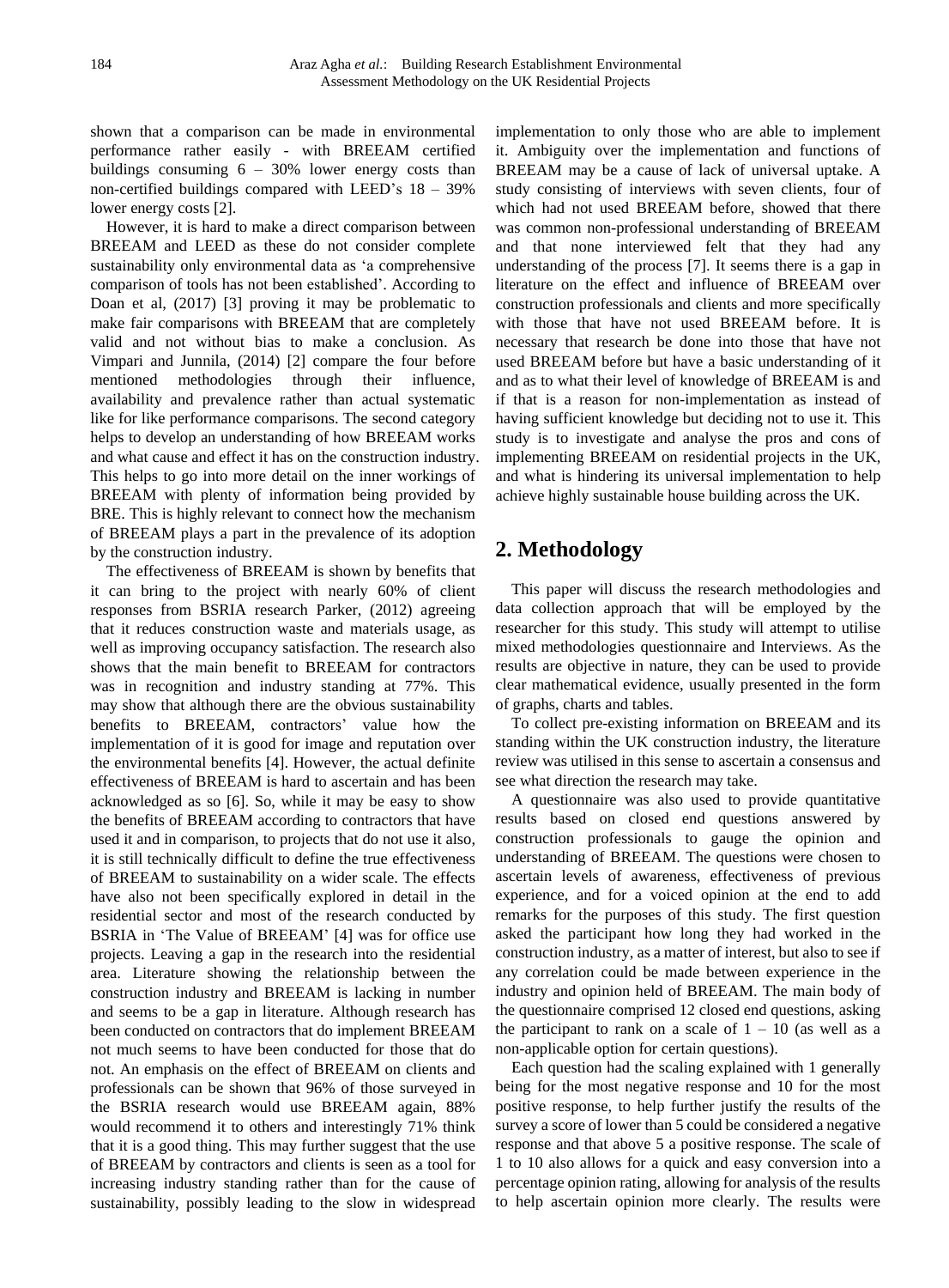shown that a comparison can be made in environmental performance rather easily - with BREEAM certified buildings consuming 6 – 30% lower energy costs than non-certified buildings compared with LEED's 18 – 39% lower energy costs [2].

However, it is hard to make a direct comparison between BREEAM and LEED as these do not consider complete sustainability only environmental data as 'a comprehensive comparison of tools has not been established'. According to Doan et al, (2017) [3] proving it may be problematic to make fair comparisons with BREEAM that are completely valid and not without bias to make a conclusion. As Vimpari and Junnila, (2014) [2] compare the four before mentioned methodologies through their influence, availability and prevalence rather than actual systematic like for like performance comparisons. The second category helps to develop an understanding of how BREEAM works and what cause and effect it has on the construction industry. This helps to go into more detail on the inner workings of BREEAM with plenty of information being provided by BRE. This is highly relevant to connect how the mechanism of BREEAM plays a part in the prevalence of its adoption by the construction industry.

The effectiveness of BREEAM is shown by benefits that it can bring to the project with nearly 60% of client responses from BSRIA research Parker, (2012) agreeing that it reduces construction waste and materials usage, as well as improving occupancy satisfaction. The research also shows that the main benefit to BREEAM for contractors was in recognition and industry standing at 77%. This may show that although there are the obvious sustainability benefits to BREEAM, contractors' value how the implementation of it is good for image and reputation over the environmental benefits [4]. However, the actual definite effectiveness of BREEAM is hard to ascertain and has been acknowledged as so [6]. So, while it may be easy to show the benefits of BREEAM according to contractors that have used it and in comparison, to projects that do not use it also, it is still technically difficult to define the true effectiveness of BREEAM to sustainability on a wider scale. The effects have also not been specifically explored in detail in the residential sector and most of the research conducted by BSRIA in 'The Value of BREEAM' [4] was for office use projects. Leaving a gap in the research into the residential area. Literature showing the relationship between the construction industry and BREEAM is lacking in number and seems to be a gap in literature. Although research has been conducted on contractors that do implement BREEAM not much seems to have been conducted for those that do not. An emphasis on the effect of BREEAM on clients and professionals can be shown that 96% of those surveyed in the BSRIA research would use BREEAM again, 88% would recommend it to others and interestingly 71% think that it is a good thing. This may further suggest that the use of BREEAM by contractors and clients is seen as a tool for increasing industry standing rather than for the cause of sustainability, possibly leading to the slow in widespread implementation to only those who are able to implement it. Ambiguity over the implementation and functions of BREEAM may be a cause of lack of universal uptake. A study consisting of interviews with seven clients, four of which had not used BREEAM before, showed that there was common non-professional understanding of BREEAM and that none interviewed felt that they had any understanding of the process [7]. It seems there is a gap in literature on the effect and influence of BREEAM over construction professionals and clients and more specifically with those that have not used BREEAM before. It is necessary that research be done into those that have not used BREEAM before but have a basic understanding of it and as to what their level of knowledge of BREEAM is and if that is a reason for non-implementation as instead of having sufficient knowledge but deciding not to use it. This study is to investigate and analyse the pros and cons of implementing BREEAM on residential projects in the UK, and what is hindering its universal implementation to help achieve highly sustainable house building across the UK.

## 2. Methodology

This paper will discuss the research methodologies and data collection approach that will be employed by the researcher for this study. This study will attempt to utilise mixed methodologies questionnaire and Interviews. As the results are objective in nature, they can be used to provide clear mathematical evidence, usually presented in the form of graphs, charts and tables.

To collect pre-existing information on BREEAM and its standing within the UK construction industry, the literature review was utilised in this sense to ascertain a consensus and see what direction the research may take.

A questionnaire was also used to provide quantitative results based on closed end questions answered by construction professionals to gauge the opinion and understanding of BREEAM. The questions were chosen to ascertain levels of awareness, effectiveness of previous experience, and for a voiced opinion at the end to add remarks for the purposes of this study. The first question asked the participant how long they had worked in the construction industry, as a matter of interest, but also to see if any correlation could be made between experience in the industry and opinion held of BREEAM. The main body of the questionnaire comprised 12 closed end questions, asking the participant to rank on a scale of 1 – 10 (as well as a non-applicable option for certain questions).

Each question had the scaling explained with 1 generally being for the most negative response and 10 for the most positive response, to help further justify the results of the survey a score of lower than 5 could be considered a negative response and that above 5 a positive response. The scale of 1 to 10 also allows for a quick and easy conversion into a percentage opinion rating, allowing for analysis of the results to help ascertain opinion more clearly. The results were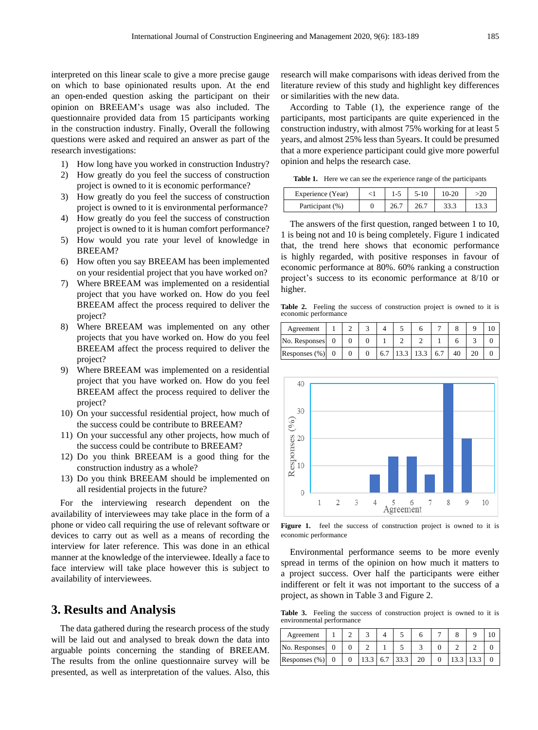interpreted on this linear scale to give a more precise gauge on which to base opinionated results upon. At the end an open-ended question asking the participant on their opinion on BREEAM's usage was also included. The questionnaire provided data from 15 participants working in the construction industry. Finally, Overall the following questions were asked and required an answer as part of the research investigations:

1) How long have you worked in construction Industry?
2) How greatly do you feel the success of construction project is owned to it is economic performance?
3) How greatly do you feel the success of construction project is owned to it is environmental performance?
4) How greatly do you feel the success of construction project is owned to it is human comfort performance?
5) How would you rate your level of knowledge in BREEAM?
6) How often you say BREEAM has been implemented on your residential project that you have worked on?
7) Where BREEAM was implemented on a residential project that you have worked on. How do you feel BREEAM affect the process required to deliver the project?
8) Where BREEAM was implemented on any other projects that you have worked on. How do you feel BREEAM affect the process required to deliver the project?
9) Where BREEAM was implemented on a residential project that you have worked on. How do you feel BREEAM affect the process required to deliver the project?
10) On your successful residential project, how much of the success could be contribute to BREEAM?
11) On your successful any other projects, how much of the success could be contribute to BREEAM?
12) Do you think BREEAM is a good thing for the construction industry as a whole?
13) Do you think BREEAM should be implemented on all residential projects in the future?

For the interviewing research dependent on the availability of interviewees may take place in the form of a phone or video call requiring the use of relevant software or devices to carry out as well as a means of recording the interview for later reference. This was done in an ethical manner at the knowledge of the interviewee. Ideally a face to face interview will take place however this is subject to availability of interviewees.

## 3. Results and Analysis

The data gathered during the research process of the study will be laid out and analysed to break down the data into arguable points concerning the standing of BREEAM. The results from the online questionnaire survey will be presented, as well as interpretation of the values. Also, this research will make comparisons with ideas derived from the literature review of this study and highlight key differences or similarities with the new data.

According to Table (1), the experience range of the participants, most participants are quite experienced in the construction industry, with almost 75% working for at least 5 years, and almost 25% less than 5years. It could be presumed that a more experience participant could give more powerful opinion and helps the research case.

**Table 1.** Here we can see the experience range of the participants

| Experience (Year) | <1 | 1-5 | 5-10 | 10-20 | >20 |
|---|---|---|---|---|---|
| Participant (%) | 0 | 26.7 | 26.7 | 33.3 | 13.3 |

The answers of the first question, ranged between 1 to 10, 1 is being not and 10 is being completely. Figure 1 indicated that, the trend here shows that economic performance is highly regarded, with positive responses in favour of economic performance at 80%. 60% ranking a construction project's success to its economic performance at 8/10 or higher.

**Table 2.** Feeling the success of construction project is owned to it is economic performance

| Agreement | 1 | 2 | 3 | 4 | 5 | 6 | 7 | 8 | 9 | 10 |
|---|---|---|---|---|---|---|---|---|---|---|
| No. Responses | 0 | 0 | 0 | 1 | 2 | 2 | 1 | 6 | 3 | 0 |
| Responses (%) | 0 | 0 | 0 | 6.7 | 13.3 | 13.3 | 6.7 | 40 | 20 | 0 |

**Figure 1.** feel the success of construction project is owned to it is economic performance

Environmental performance seems to be more evenly spread in terms of the opinion on how much it matters to a project success. Over half the participants were either indifferent or felt it was not important to the success of a project, as shown in Table 3 and Figure 2.

**Table 3.** Feeling the success of construction project is owned to it is environmental performance

| Agreement | 1 | 2 | 3 | 4 | 5 | 6 | 7 | 8 | 9 | 10 |
|---|---|---|---|---|---|---|---|---|---|---|
| No. Responses | 0 | 0 | 2 | 1 | 5 | 3 | 0 | 2 | 2 | 0 |
| Responses (%) | 0 | 0 | 13.3 | 6.7 | 33.3 | 20 | 0 | 13.3 | 13.3 | 0 |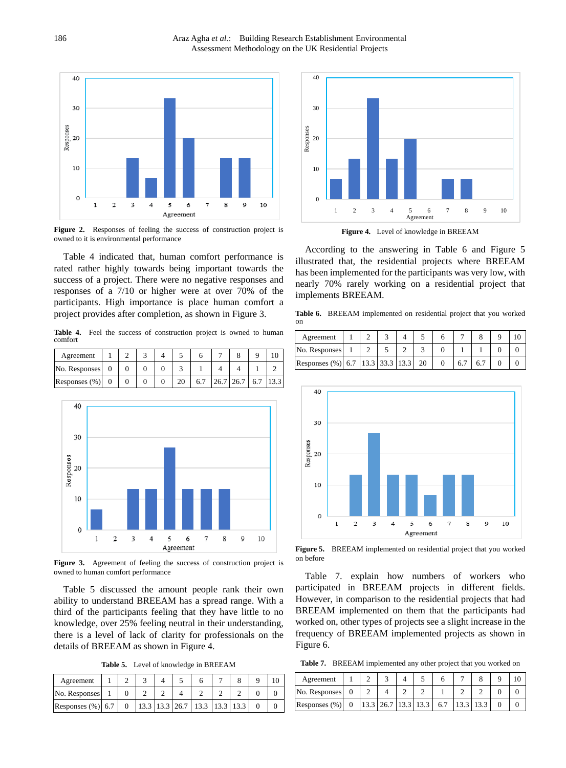Figure 2. Responses of feeling the success of construction project is owned to it is environmental performance

Table 4 indicated that, human comfort performance is rated rather highly towards being important towards the success of a project. There were no negative responses and responses of a 7/10 or higher were at over 70% of the participants. High importance is place human comfort a project provides after completion, as shown in Figure 3.

**Table 4.** Feel the success of construction project is owned to human comfort

| Agreement | 1 | 2 | 3 | 4 | 5 | 6 | 7 | 8 | 9 | 10 |
|---|---|---|---|---|---|---|---|---|---|---|
| No. Responses | 0 | 0 | 0 | 0 | 3 | 1 | 4 | 4 | 1 | 2 |
| Responses (%) | 0 | 0 | 0 | 0 | 20 | 6.7 | 26.7 | 26.7 | 6.7 | 13.3 |

Figure 3. Agreement of feeling the success of construction project is owned to human comfort performance

Table 5 discussed the amount people rank their own ability to understand BREEAM has a spread range. With a third of the participants feeling that they have little to no knowledge, over 25% feeling neutral in their understanding, there is a level of lack of clarity for professionals on the details of BREEAM as shown in Figure 4.

**Table 5.** Level of knowledge in BREEAM

| Agreement | 1 | 2 | 3 | 4 | 5 | 6 | 7 | 8 | 9 | 10 |
|---|---|---|---|---|---|---|---|---|---|---|
| No. Responses | 1 | 0 | 2 | 2 | 4 | 2 | 2 | 2 | 0 | 0 |
| Responses (%) | 6.7 | 0 | 13.3 | 13.3 | 26.7 | 13.3 | 13.3 | 13.3 | 0 | 0 |

Figure 4. Level of knowledge in BREEAM

According to the answering in Table 6 and Figure 5 illustrated that, the residential projects where BREEAM has been implemented for the participants was very low, with nearly 70% rarely working on a residential project that implements BREEAM.

**Table 6.** BREEAM implemented on residential project that you worked on

| Agreement | 1 | 2 | 3 | 4 | 5 | 6 | 7 | 8 | 9 | 10 |
|---|---|---|---|---|---|---|---|---|---|---|
| No. Responses | 1 | 2 | 5 | 2 | 3 | 0 | 1 | 1 | 0 | 0 |
| Responses (%) | 6.7 | 13.3 | 33.3 | 13.3 | 20 | 0 | 6.7 | 6.7 | 0 | 0 |

Figure 5. BREEAM implemented on residential project that you worked on before

Table 7. explain how numbers of workers who participated in BREEAM projects in different fields. However, in comparison to the residential projects that had BREEAM implemented on them that the participants had worked on, other types of projects see a slight increase in the frequency of BREEAM implemented projects as shown in Figure 6.

**Table 7.** BREEAM implemented any other project that you worked on

| Agreement | 1 | 2 | 3 | 4 | 5 | 6 | 7 | 8 | 9 | 10 |
|---|---|---|---|---|---|---|---|---|---|---|
| No. Responses | 0 | 2 | 4 | 2 | 2 | 1 | 2 | 2 | 0 | 0 |
| Responses (%) | 0 | 13.3 | 26.7 | 13.3 | 13.3 | 6.7 | 13.3 | 13.3 | 0 | 0 |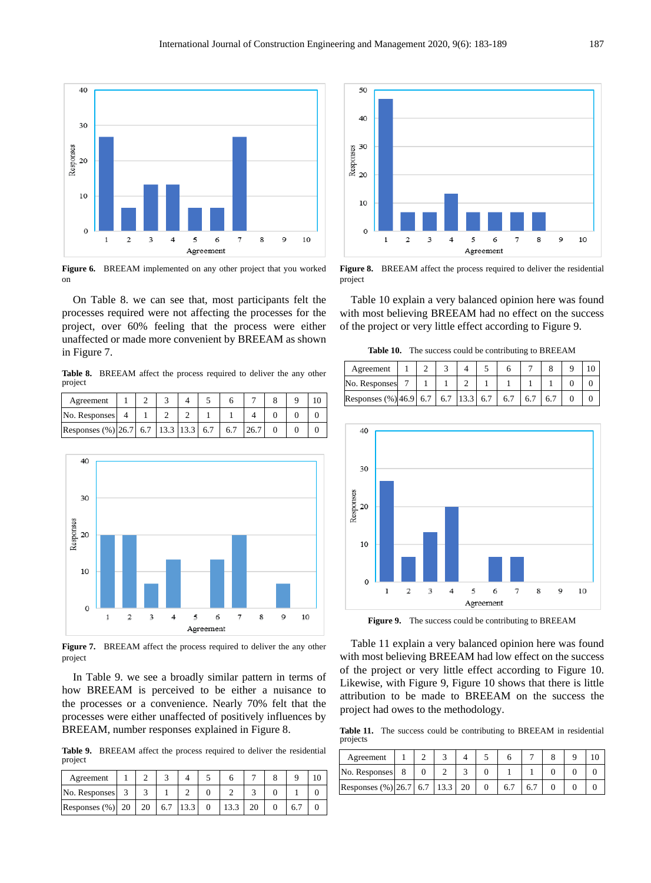Figure 6. BREEAM implemented on any other project that you worked on

On Table 8. we can see that, most participants felt the processes required were not affecting the processes for the project, over 60% feeling that the process were either unaffected or made more convenient by BREEAM as shown in Figure 7.

**Table 8.** BREEAM affect the process required to deliver the any other project

| Agreement | 1 | 2 | 3 | 4 | 5 | 6 | 7 | 8 | 9 | 10 |
|---|---|---|---|---|---|---|---|---|---|---|
| No. Responses | 4 | 1 | 2 | 2 | 1 | 1 | 4 | 0 | 0 | 0 |
| Responses (%) | 26.7 | 6.7 | 13.3 | 13.3 | 6.7 | 6.7 | 26.7 | 0 | 0 | 0 |

Figure 7. BREEAM affect the process required to deliver the any other project

In Table 9. we see a broadly similar pattern in terms of how BREEAM is perceived to be either a nuisance to the processes or a convenience. Nearly 70% felt that the processes were either unaffected of positively influences by BREEAM, number responses explained in Figure 8.

**Table 9.** BREEAM affect the process required to deliver the residential project

| Agreement | 1 | 2 | 3 | 4 | 5 | 6 | 7 | 8 | 9 | 10 |
|---|---|---|---|---|---|---|---|---|---|---|
| No. Responses | 3 | 3 | 1 | 2 | 0 | 2 | 3 | 0 | 1 | 0 |
| Responses (%) | 20 | 20 | 6.7 | 13.3 | 0 | 13.3 | 20 | 0 | 6.7 | 0 |

Figure 8. BREEAM affect the process required to deliver the residential project

Table 10 explain a very balanced opinion here was found with most believing BREEAM had no effect on the success of the project or very little effect according to Figure 9.

**Table 10.** The success could be contributing to BREEAM

| Agreement | 1 | 2 | 3 | 4 | 5 | 6 | 7 | 8 | 9 | 10 |
|---|---|---|---|---|---|---|---|---|---|---|
| No. Responses | 7 | 1 | 1 | 2 | 1 | 1 | 1 | 1 | 0 | 0 |
| Responses (%) | 46.9 | 6.7 | 6.7 | 13.3 | 6.7 | 6.7 | 6.7 | 6.7 | 0 | 0 |

Figure 9. The success could be contributing to BREEAM

Table 11 explain a very balanced opinion here was found with most believing BREEAM had low effect on the success of the project or very little effect according to Figure 10. Likewise, with Figure 9, Figure 10 shows that there is little attribution to be made to BREEAM on the success the project had owes to the methodology.

**Table 11.** The success could be contributing to BREEAM in residential projects

| Agreement | 1 | 2 | 3 | 4 | 5 | 6 | 7 | 8 | 9 | 10 |
|---|---|---|---|---|---|---|---|---|---|---|
| No. Responses | 8 | 0 | 2 | 3 | 0 | 1 | 1 | 0 | 0 | 0 |
| Responses (%) | 26.7 | 6.7 | 13.3 | 20 | 0 | 6.7 | 6.7 | 0 | 0 | 0 |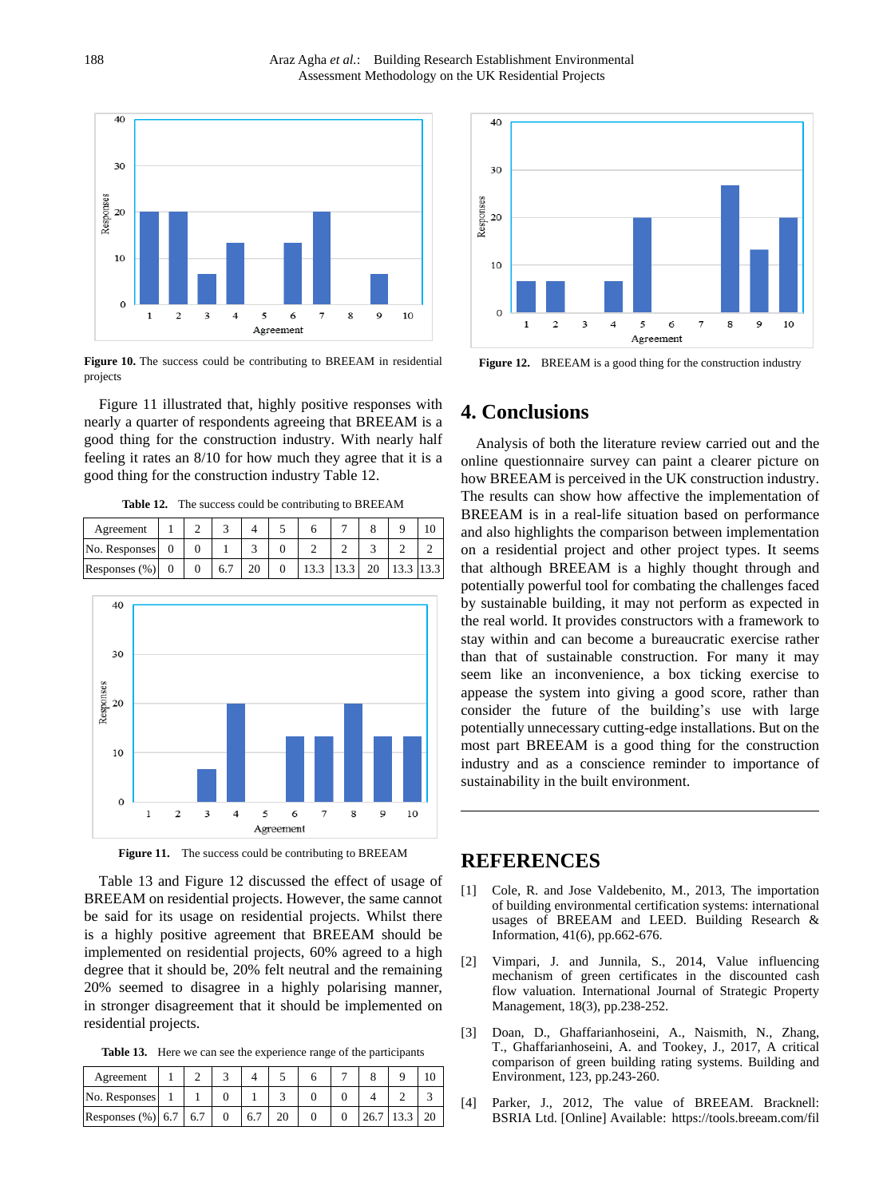**Figure 10.** The success could be contributing to BREEAM in residential projects

Figure 11 illustrated that, highly positive responses with nearly a quarter of respondents agreeing that BREEAM is a good thing for the construction industry. With nearly half feeling it rates an 8/10 for how much they agree that it is a good thing for the construction industry Table 12.

**Table 12.** The success could be contributing to BREEAM

| Agreement | 1 | 2 | 3 | 4 | 5 | 6 | 7 | 8 | 9 | 10 |
|---|---|---|---|---|---|---|---|---|---|---|
| No. Responses | 0 | 0 | 1 | 3 | 0 | 2 | 2 | 3 | 2 | 2 |
| Responses (%) | 0 | 0 | 6.7 | 20 | 0 | 13.3 | 13.3 | 20 | 13.3 | 13.3 |

**Figure 11.** The success could be contributing to BREEAM

Table 13 and Figure 12 discussed the effect of usage of BREEAM on residential projects. However, the same cannot be said for its usage on residential projects. Whilst there is a highly positive agreement that BREEAM should be implemented on residential projects, 60% agreed to a high degree that it should be, 20% felt neutral and the remaining 20% seemed to disagree in a highly polarising manner, in stronger disagreement that it should be implemented on residential projects.

**Table 13.** Here we can see the experience range of the participants

| Agreement | 1 | 2 | 3 | 4 | 5 | 6 | 7 | 8 | 9 | 10 |
|---|---|---|---|---|---|---|---|---|---|---|
| No. Responses | 1 | 1 | 0 | 1 | 3 | 0 | 0 | 4 | 2 | 3 |
| Responses (%) | 6.7 | 6.7 | 0 | 6.7 | 20 | 0 | 0 | 26.7 | 13.3 | 20 |

**Figure 12.** BREEAM is a good thing for the construction industry

## 4. Conclusions

Analysis of both the literature review carried out and the online questionnaire survey can paint a clearer picture on how BREEAM is perceived in the UK construction industry. The results can show how affective the implementation of BREEAM is in a real-life situation based on performance and also highlights the comparison between implementation on a residential project and other project types. It seems that although BREEAM is a highly thought through and potentially powerful tool for combating the challenges faced by sustainable building, it may not perform as expected in the real world. It provides constructors with a framework to stay within and can become a bureaucratic exercise rather than that of sustainable construction. For many it may seem like an inconvenience, a box ticking exercise to appease the system into giving a good score, rather than consider the future of the building's use with large potentially unnecessary cutting-edge installations. But on the most part BREEAM is a good thing for the construction industry and as a conscience reminder to importance of sustainability in the built environment.

## REFERENCES

[1] Cole, R. and Jose Valdebenito, M., 2013, The importance of building environmental certification systems: international usages of BREEAM and LEED. Building Research & Information, 41(6), pp.662-676.

[2] Vimpari, J. and Junnila, S., 2014, Value influencing mechanism of green certificates in the discounted cash flow valuation. International Journal of Strategic Property Management, 18(3), pp.238-252.

[3] Doan, D., Ghaffarianhoseini, A., Naismith, N., Zhang, T., Ghaffarianhoseini, A. and Tookey, J., 2017, A critical comparison of green building rating systems. Building and Environment, 123, pp.243-260.

[4] Parker, J., 2012, The value of BREEAM. Bracknell: BSRIA Ltd. [Online] Available: https://tools.breeam.com/fil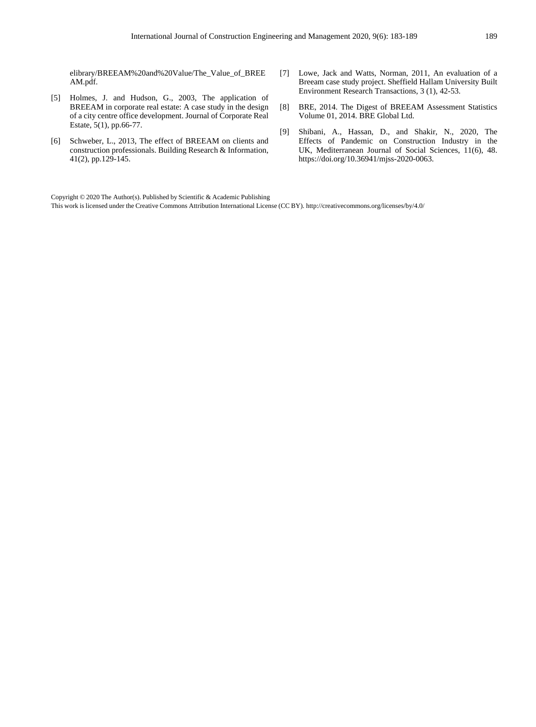elibrary/BREEAM%20and%20Value/The_Value_of_BREEAM.pdf.

[5] Holmes, J. and Hudson, G., 2003, The application of BREEAM in corporate real estate: A case study in the design of a city centre office development. Journal of Corporate Real Estate, 5(1), pp.66-77.

[6] Schweber, L., 2013, The effect of BREEAM on clients and construction professionals. Building Research & Information, 41(2), pp.129-145.

[7] Lowe, Jack and Watts, Norman, 2011, An evaluation of a Breeam case study project. Sheffield Hallam University Built Environment Research Transactions, 3 (1), 42-53.

[8] BRE, 2014. The Digest of BREEAM Assessment Statistics Volume 01, 2014. BRE Global Ltd.

[9] Shibani, A., Hassan, D., and Shakir, N., 2020, The Effects of Pandemic on Construction Industry in the UK, Mediterranean Journal of Social Sciences, 11(6), 48. https://doi.org/10.36941/mjss-2020-0063.

Copyright © 2020 The Author(s). Published by Scientific & Academic Publishing
This work is licensed under the Creative Commons Attribution International License (CC BY). http://creativecommons.org/licenses/by/4.0/